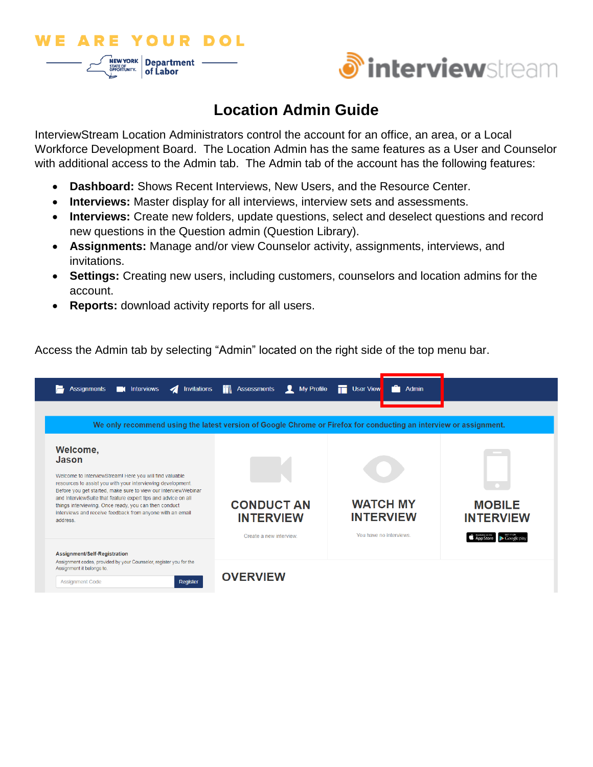# Location Admin Guide

InterviewStream Location Administrators control the account for an office, an area, or a Local Workforce Development Board. The Location Admin has the same features as a User and Counselor with additional access to the Admin tab. The Admin tab of the account has the following features:

- **Dashboard:** Shows Recent Interviews, New Users, and the Resource Center.
- **Interviews:** Master display for all interviews, interview sets and assessments.
- **Interviews:** Create new folders, update questions, select and deselect questions and record new questions in the Question admin (Question Library).
- **Assignments:** Manage and/or view Counselor activity, assignments, interviews, and invitations.
- **Settings:** Creating new users, including customers, counselors and location admins for the account.
- **Reports:** download activity reports for all users.

Access the Admin tab by selecting "Admin" located on the right side of the top menu bar.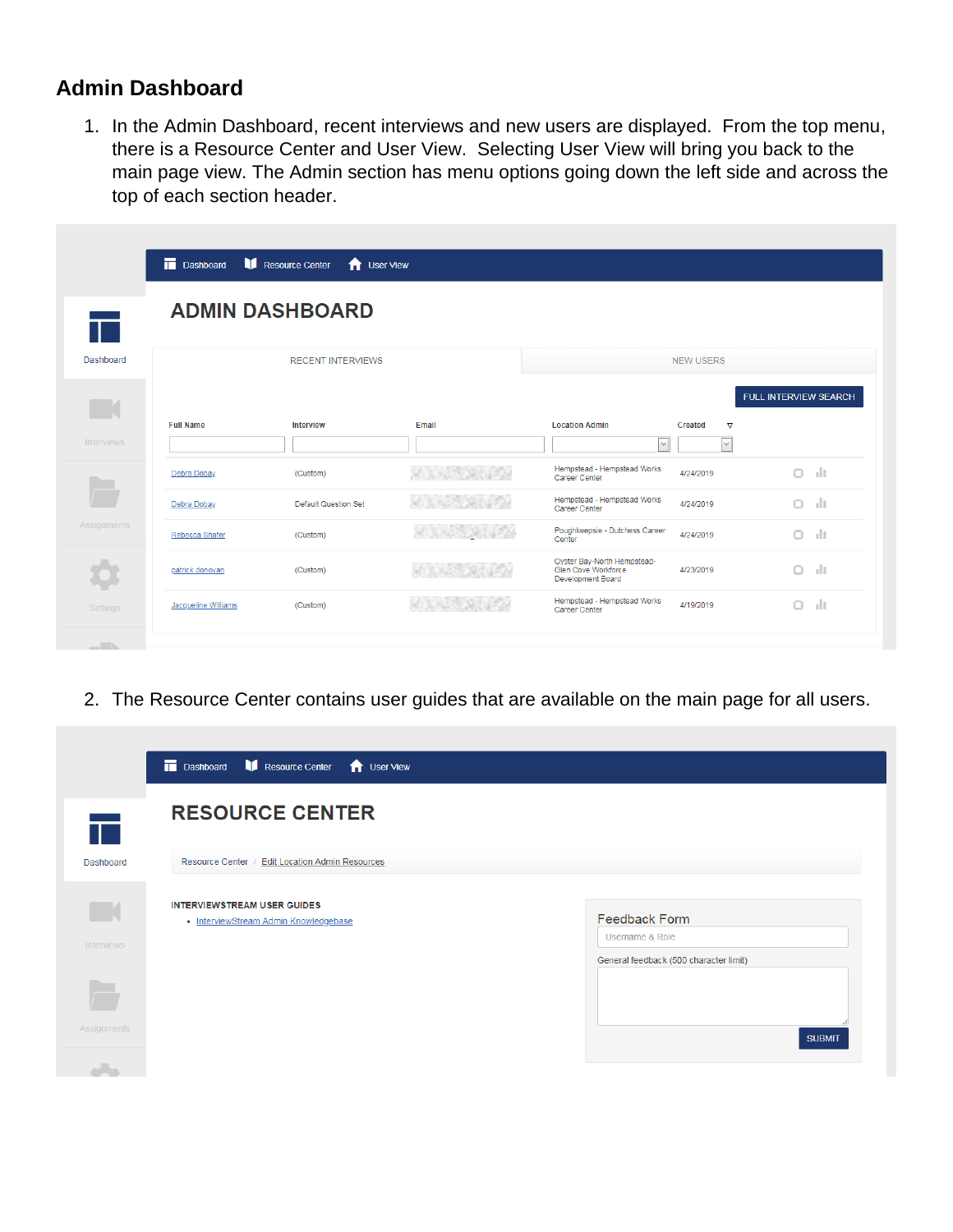## Admin Dashboard

1. In the Admin Dashboard, recent interviews and new users are displayed. From the top menu, there is a Resource Center and User View. Selecting User View will bring you back to the main page view. The Admin section has menu options going down the left side and across the top of each section header.

2. The Resource Center contains user guides that are available on the main page for all users.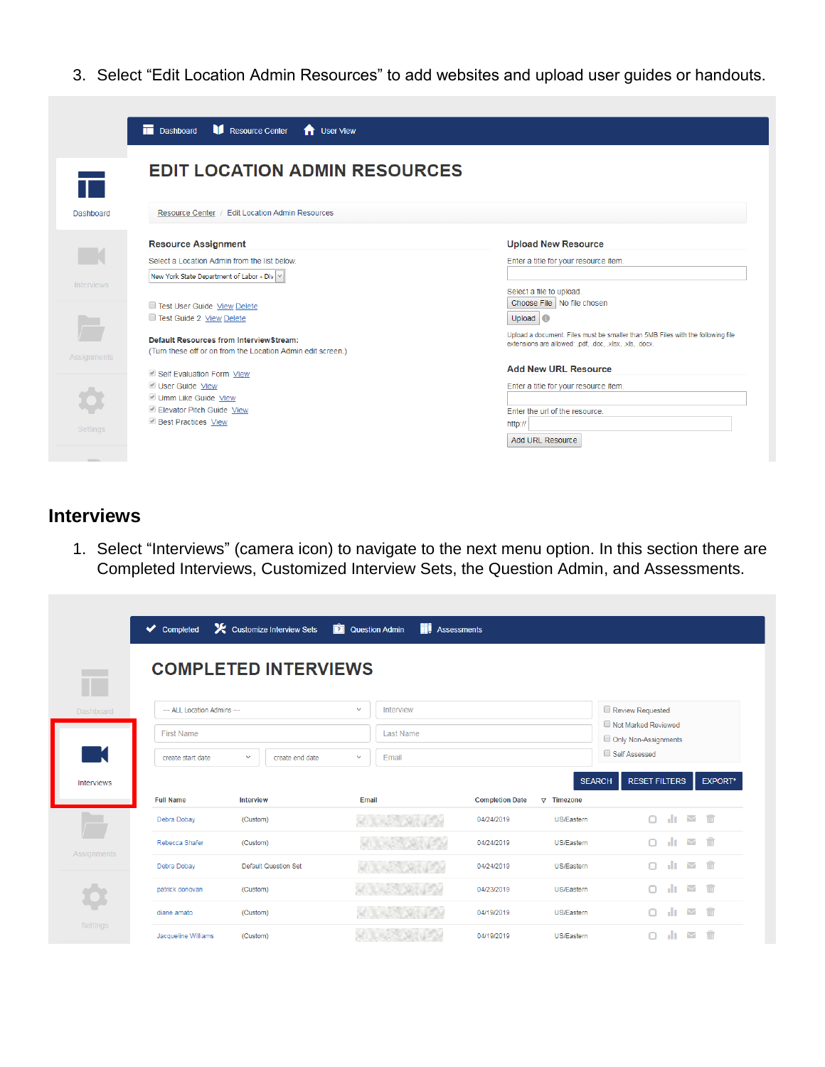3. Select "Edit Location Admin Resources" to add websites and upload user guides or handouts.

Dashboard | Resource Center | User View

Dashboard
Interviews
Assignments
Settings

# EDIT LOCATION ADMIN RESOURCES

Resource Center / Edit Location Admin Resources

**Resource Assignment**

Select a Location Admin from the list below.

New York State Department of Labor - Div

- Test User Guide View Delete
- Test Guide 2 View Delete

**Default Resources from InterviewStream:**
(Turn these off or on from the Location Admin edit screen.)

- Self Evaluation Form View
- User Guide View
- Umm Like Guide View
- Elevator Pitch Guide View
- Best Practices View

**Upload New Resource**

Enter a title for your resource item.

Select a file to upload.

Choose File No file chosen

Upload

Upload a document. Files must be smaller than 5MB Files with the following file extensions are allowed: .pdf, .doc, .xlsx, .xls, .docx

**Add New URL Resource**

Enter a title for your resource item.

Enter the url of the resource.

http://

Add URL Resource

## Interviews

1. Select "Interviews" (camera icon) to navigate to the next menu option. In this section there are Completed Interviews, Customized Interview Sets, the Question Admin, and Assessments.

Completed | Customize Interview Sets | Question Admin | Assessments

Dashboard
Interviews
Assignments
Settings

# COMPLETED INTERVIEWS

--- ALL Location Admins --- | Interview | Review Requested
First Name | Last Name | Not Marked Reviewed
create start date | create end date | Email | Only Non-Assignments | Self Assessed

SEARCH | RESET FILTERS | EXPORT*

| Full Name | Interview | Email | Completion Date | Timezone |
|---|---|---|---|---|
| Debra Dobay | (Custom) | | 04/24/2019 | US/Eastern |
| Rebecca Shafer | (Custom) | | 04/24/2019 | US/Eastern |
| Debra Dobay | Default Question Set | | 04/24/2019 | US/Eastern |
| patrick donovan | (Custom) | | 04/23/2019 | US/Eastern |
| diane amato | (Custom) | | 04/19/2019 | US/Eastern |
| Jacqueline Williams | (Custom) | | 04/19/2019 | US/Eastern |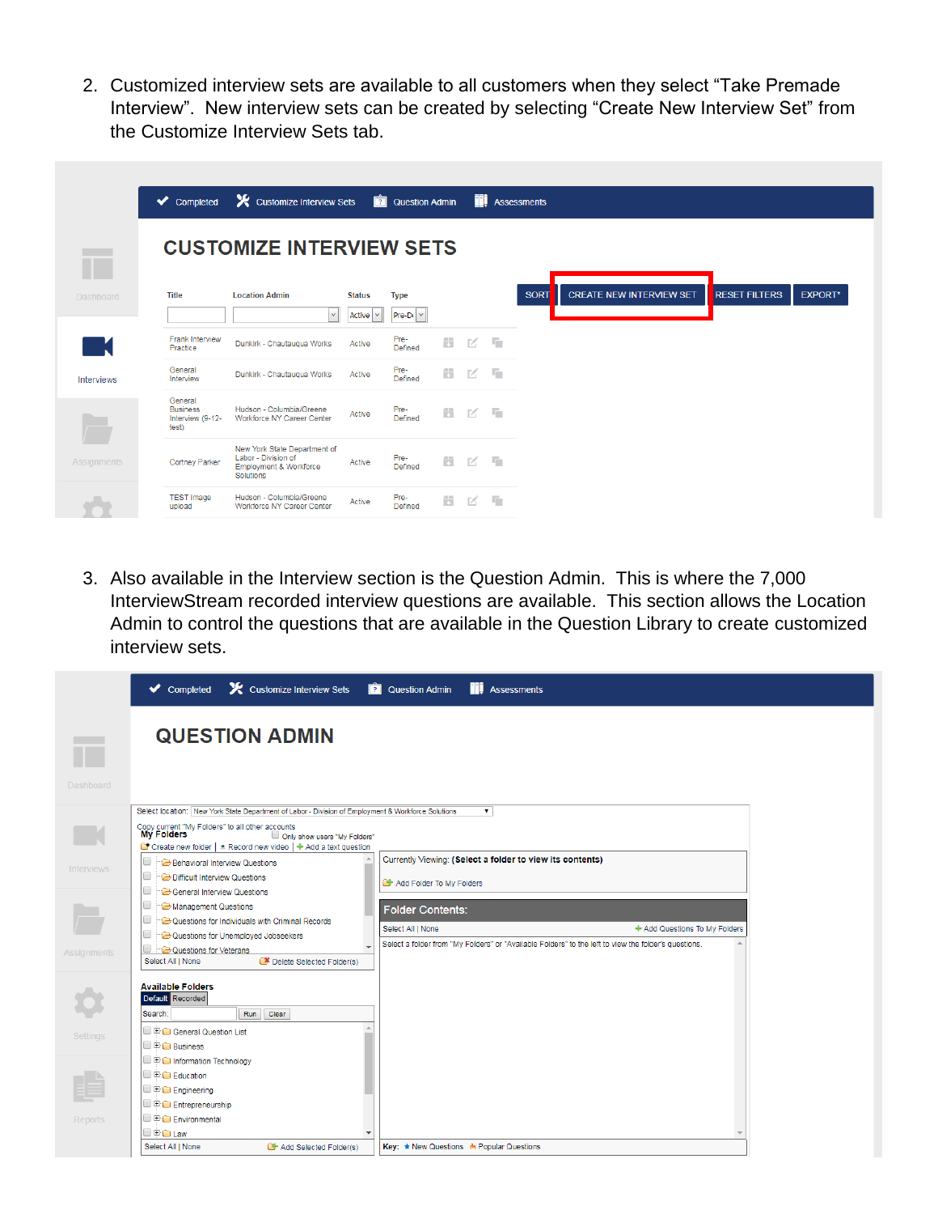2. Customized interview sets are available to all customers when they select “Take Premade Interview”. New interview sets can be created by selecting “Create New Interview Set” from the Customize Interview Sets tab.

3. Also available in the Interview section is the Question Admin. This is where the 7,000 InterviewStream recorded interview questions are available. This section allows the Location Admin to control the questions that are available in the Question Library to create customized interview sets.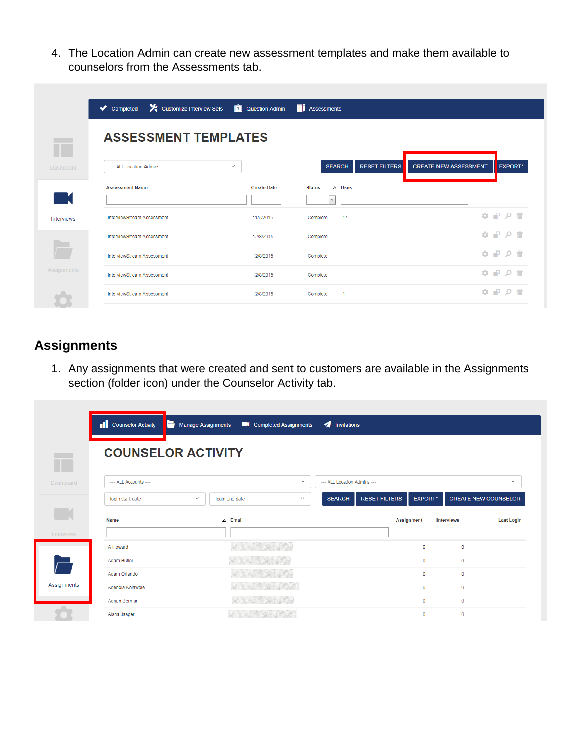4. The Location Admin can create new assessment templates and make them available to counselors from the Assessments tab.

## Assignments

1. Any assignments that were created and sent to customers are available in the Assignments section (folder icon) under the Counselor Activity tab.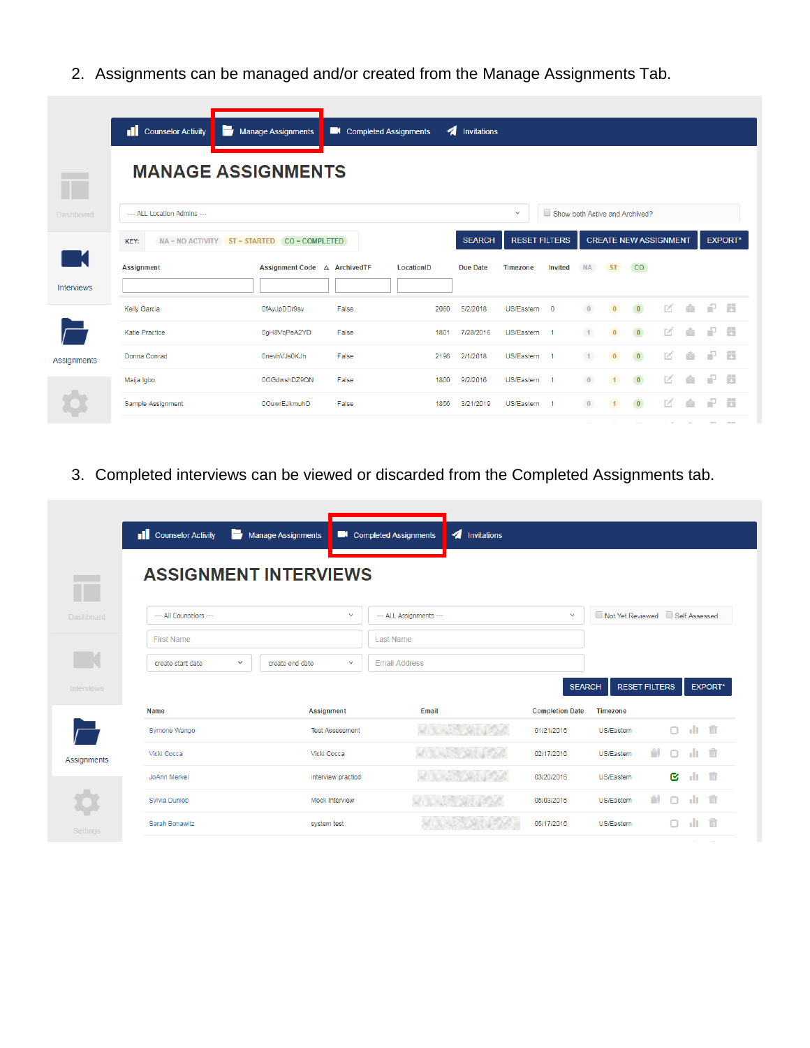2. Assignments can be managed and/or created from the Manage Assignments Tab.

Counselor Activity | Manage Assignments | Completed Assignments | Invitations

Dashboard

Interviews

Assignments

# MANAGE ASSIGNMENTS

--- ALL Location Admins ---

Show both Active and Archived?

KEY: NA – NO ACTIVITY ST – STARTED CO – COMPLETED

SEARCH RESET FILTERS CREATE NEW ASSIGNMENT EXPORT*

| Assignment | Assignment Code | ArchivedTF | LocationID | Due Date | Timezone | Invited | NA | ST | CO |
|---|---|---|---|---|---|---|---|---|---|
| Kelly Garcia | 0fAyJpDDr9sv | False | 2060 | 5/2/2018 | US/Eastern | 0 | 0 | 0 | 0 |
| Katie Practice | 0gH8VqPeA2YD | False | 1801 | 7/28/2016 | US/Eastern | 1 | 1 | 0 | 0 |
| Donna Conrad | 0nevhVJs0KJh | False | 2196 | 2/1/2018 | US/Eastern | 1 | 1 | 0 | 0 |
| Maija Igbo | 0OGdwshDZ9QN | False | 1800 | 9/2/2016 | US/Eastern | 1 | 0 | 1 | 0 |
| Sample Assignment | 0OuwrEJkmuhO | False | 1856 | 3/21/2019 | US/Eastern | 1 | 0 | 1 | 0 |

3. Completed interviews can be viewed or discarded from the Completed Assignments tab.

Counselor Activity | Manage Assignments | Completed Assignments | Invitations

Dashboard

Interviews

Assignments

Settings

# ASSIGNMENT INTERVIEWS

--- All Counselors --- | --- ALL Assignments --- | Not Yet Reviewed | Self Assessed

First Name | Last Name

create start date | create end date | Email Address

SEARCH RESET FILTERS EXPORT*

| Name | Assignment | Email | Completion Date | Timezone |
|---|---|---|---|---|
| Symone Wango | Test Assessment | | 01/21/2016 | US/Eastern |
| Vicki Cocca | Vicki Cocca | | 02/17/2016 | US/Eastern |
| JoAnn Merkel | interview practicd | | 03/20/2016 | US/Eastern |
| Sylvia Dunlop | Mock Interview | | 05/03/2016 | US/Eastern |
| Sarah Bonawitz | system test | | 05/17/2016 | US/Eastern |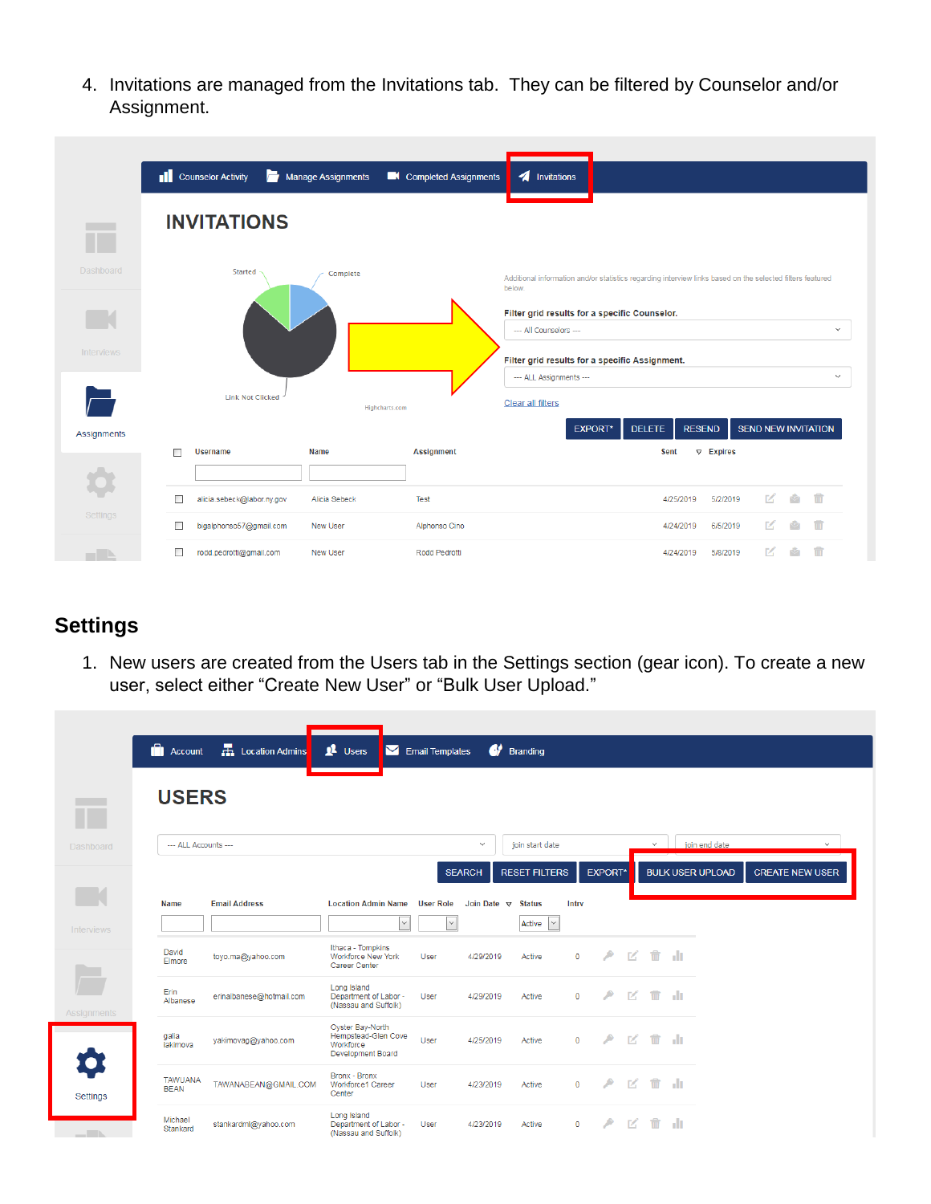4. Invitations are managed from the Invitations tab.  They can be filtered by Counselor and/or Assignment.

## Settings

1. New users are created from the Users tab in the Settings section (gear icon). To create a new user, select either "Create New User" or "Bulk User Upload."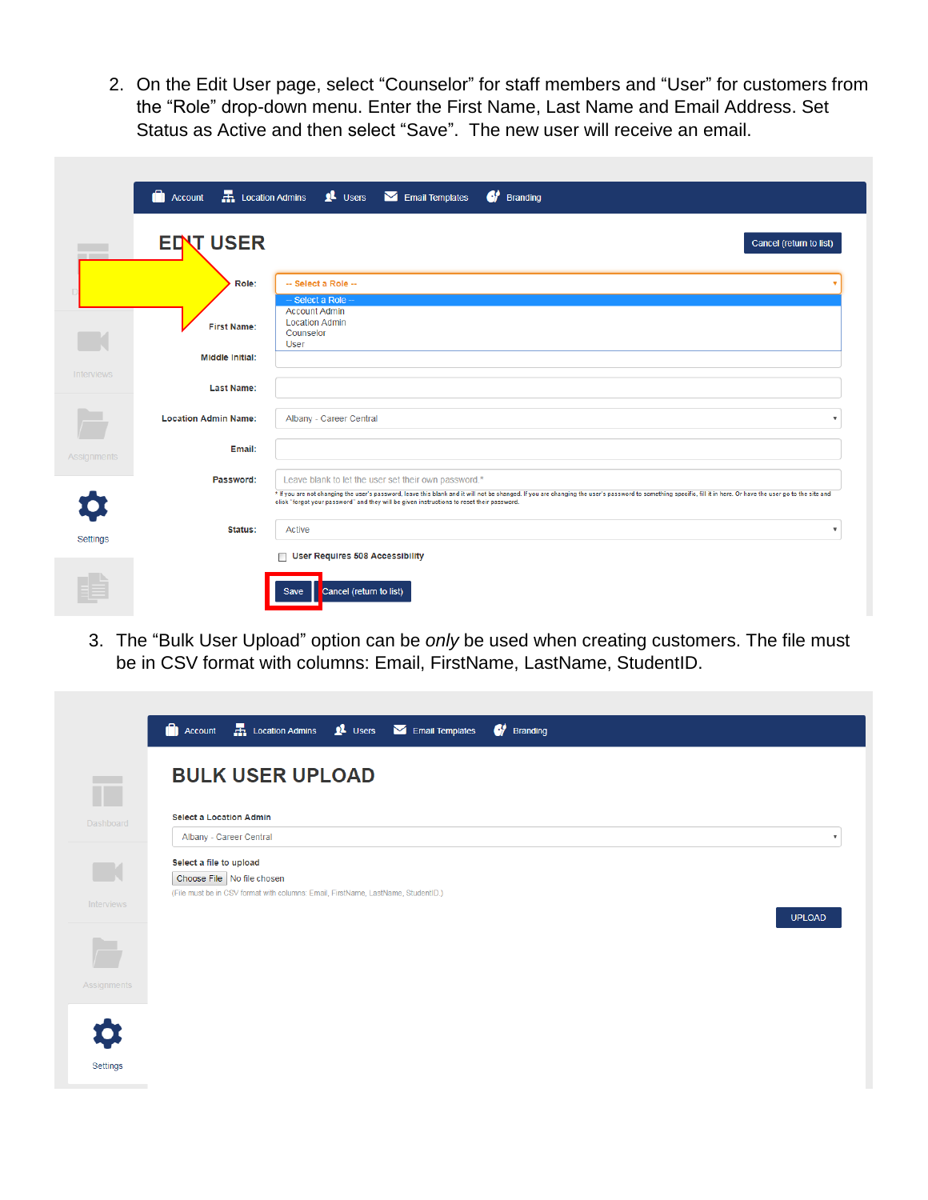2. On the Edit User page, select “Counselor” for staff members and “User” for customers from the “Role” drop-down menu. Enter the First Name, Last Name and Email Address. Set Status as Active and then select “Save”. The new user will receive an email.

3. The “Bulk User Upload” option can be *only* be used when creating customers. The file must be in CSV format with columns: Email, FirstName, LastName, StudentID.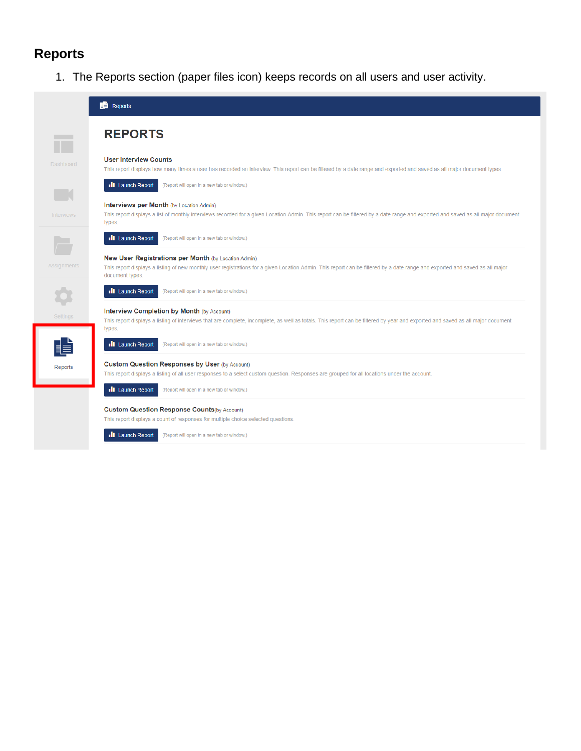## Reports

1. The Reports section (paper files icon) keeps records on all users and user activity.

Reports

Dashboard

Interviews

Assignments

Settings

Reports

### REPORTS

**User Interview Counts**

This report displays how many times a user has recorded an interview. This report can be filtered by a date range and exported and saved as all major document types.

Launch Report (Report will open in a new tab or window.)

**Interviews per Month** (by Location Admin)

This report displays a list of monthly interviews recorded for a given Location Admin. This report can be filtered by a date range and exported and saved as all major document types.

Launch Report (Report will open in a new tab or window.)

**New User Registrations per Month** (by Location Admin)

This report displays a listing of new monthly user registrations for a given Location Admin. This report can be filtered by a date range and exported and saved as all major document types.

Launch Report (Report will open in a new tab or window.)

**Interview Completion by Month** (by Account)

This report displays a listing of interviews that are complete, incomplete, as well as totals. This report can be filtered by year and exported and saved as all major document types.

Launch Report (Report will open in a new tab or window.)

**Custom Question Responses by User** (by Account)

This report displays a listing of all user responses to a select custom question. Responses are grouped for all locations under the account.

Launch Report (Report will open in a new tab or window.)

**Custom Question Response Counts**(by Account)

This report displays a count of responses for multiple choice selected questions.

Launch Report (Report will open in a new tab or window.)